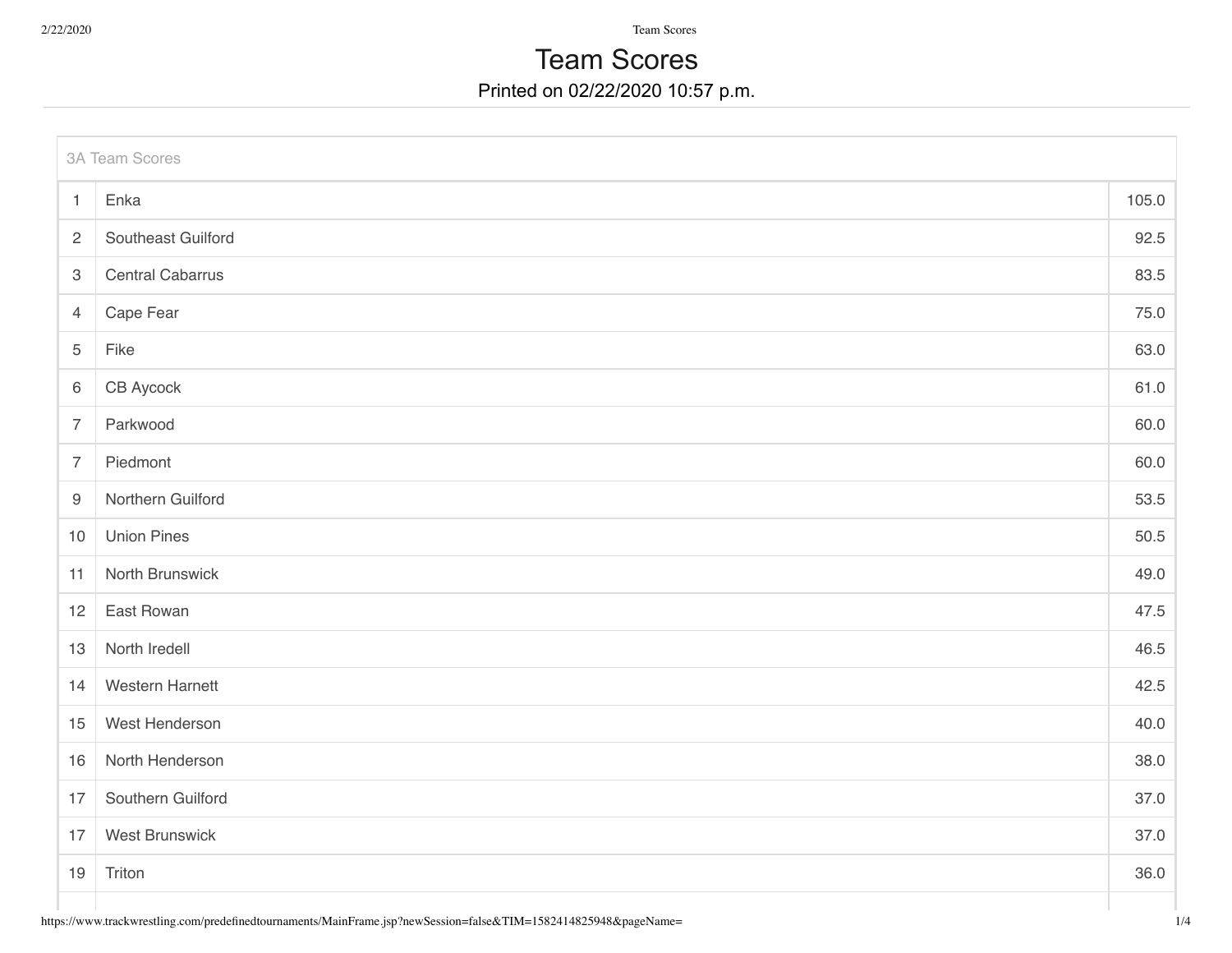# Team Scores

Printed on 02/22/2020 10:57 p.m.

3A Team Scores

| Rank | Team | Score |
|---|---|---|
| 1 | Enka | 105.0 |
| 2 | Southeast Guilford | 92.5 |
| 3 | Central Cabarrus | 83.5 |
| 4 | Cape Fear | 75.0 |
| 5 | Fike | 63.0 |
| 6 | CB Aycock | 61.0 |
| 7 | Parkwood | 60.0 |
| 7 | Piedmont | 60.0 |
| 9 | Northern Guilford | 53.5 |
| 10 | Union Pines | 50.5 |
| 11 | North Brunswick | 49.0 |
| 12 | East Rowan | 47.5 |
| 13 | North Iredell | 46.5 |
| 14 | Western Harnett | 42.5 |
| 15 | West Henderson | 40.0 |
| 16 | North Henderson | 38.0 |
| 17 | Southern Guilford | 37.0 |
| 17 | West Brunswick | 37.0 |
| 19 | Triton | 36.0 |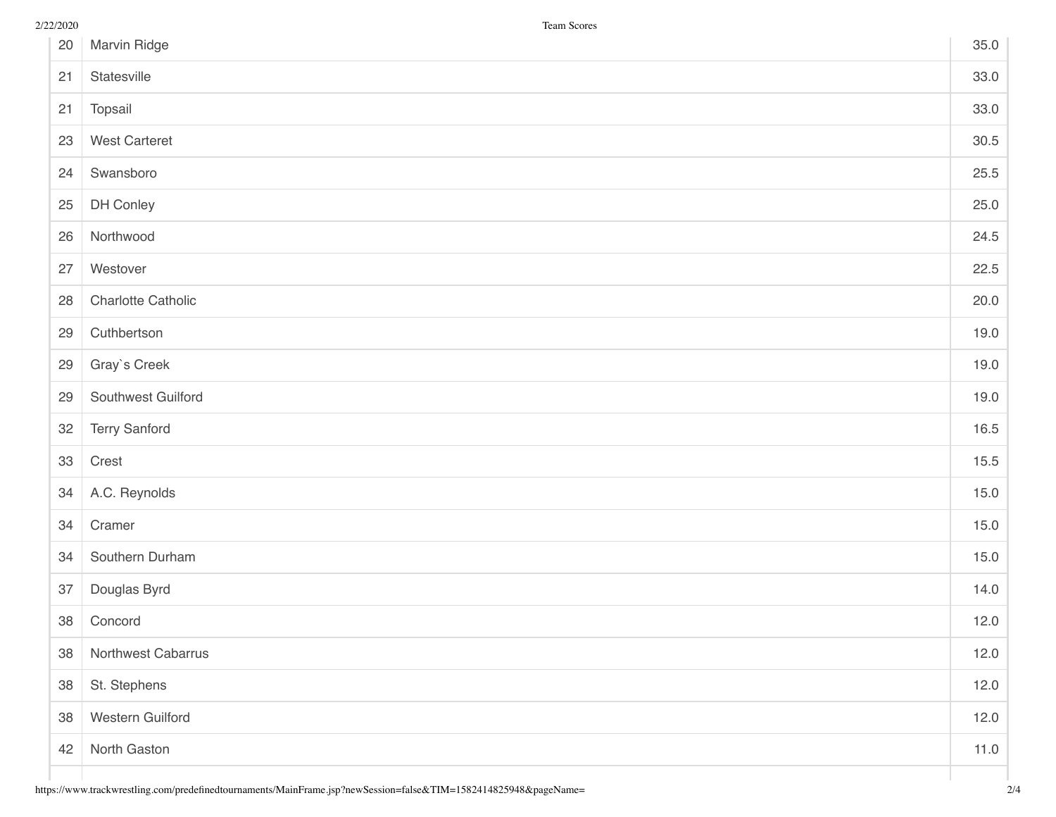| | | |
|---|---|---|
| 20 | Marvin Ridge | 35.0 |
| 21 | Statesville | 33.0 |
| 21 | Topsail | 33.0 |
| 23 | West Carteret | 30.5 |
| 24 | Swansboro | 25.5 |
| 25 | DH Conley | 25.0 |
| 26 | Northwood | 24.5 |
| 27 | Westover | 22.5 |
| 28 | Charlotte Catholic | 20.0 |
| 29 | Cuthbertson | 19.0 |
| 29 | Gray`s Creek | 19.0 |
| 29 | Southwest Guilford | 19.0 |
| 32 | Terry Sanford | 16.5 |
| 33 | Crest | 15.5 |
| 34 | A.C. Reynolds | 15.0 |
| 34 | Cramer | 15.0 |
| 34 | Southern Durham | 15.0 |
| 37 | Douglas Byrd | 14.0 |
| 38 | Concord | 12.0 |
| 38 | Northwest Cabarrus | 12.0 |
| 38 | St. Stephens | 12.0 |
| 38 | Western Guilford | 12.0 |
| 42 | North Gaston | 11.0 |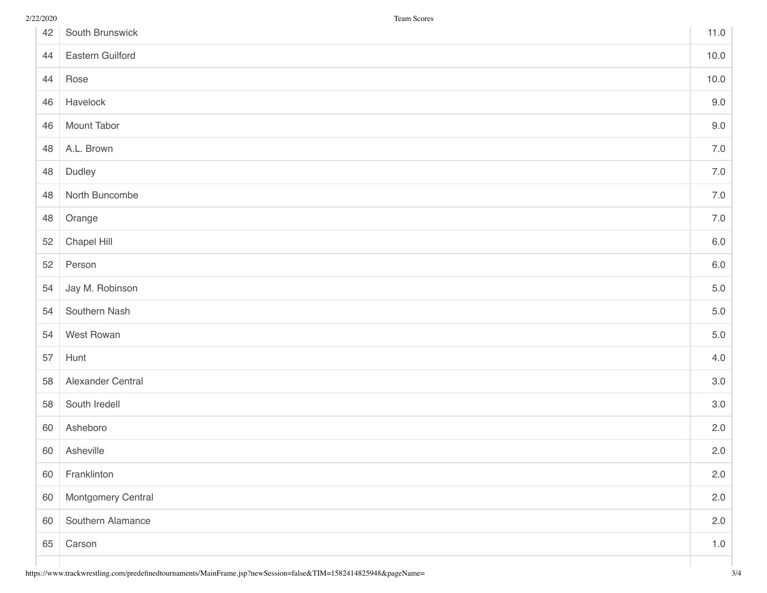| | | |
|---|---|---|
| 42 | South Brunswick | 11.0 |
| 44 | Eastern Guilford | 10.0 |
| 44 | Rose | 10.0 |
| 46 | Havelock | 9.0 |
| 46 | Mount Tabor | 9.0 |
| 48 | A.L. Brown | 7.0 |
| 48 | Dudley | 7.0 |
| 48 | North Buncombe | 7.0 |
| 48 | Orange | 7.0 |
| 52 | Chapel Hill | 6.0 |
| 52 | Person | 6.0 |
| 54 | Jay M. Robinson | 5.0 |
| 54 | Southern Nash | 5.0 |
| 54 | West Rowan | 5.0 |
| 57 | Hunt | 4.0 |
| 58 | Alexander Central | 3.0 |
| 58 | South Iredell | 3.0 |
| 60 | Asheboro | 2.0 |
| 60 | Asheville | 2.0 |
| 60 | Franklinton | 2.0 |
| 60 | Montgomery Central | 2.0 |
| 60 | Southern Alamance | 2.0 |
| 65 | Carson | 1.0 |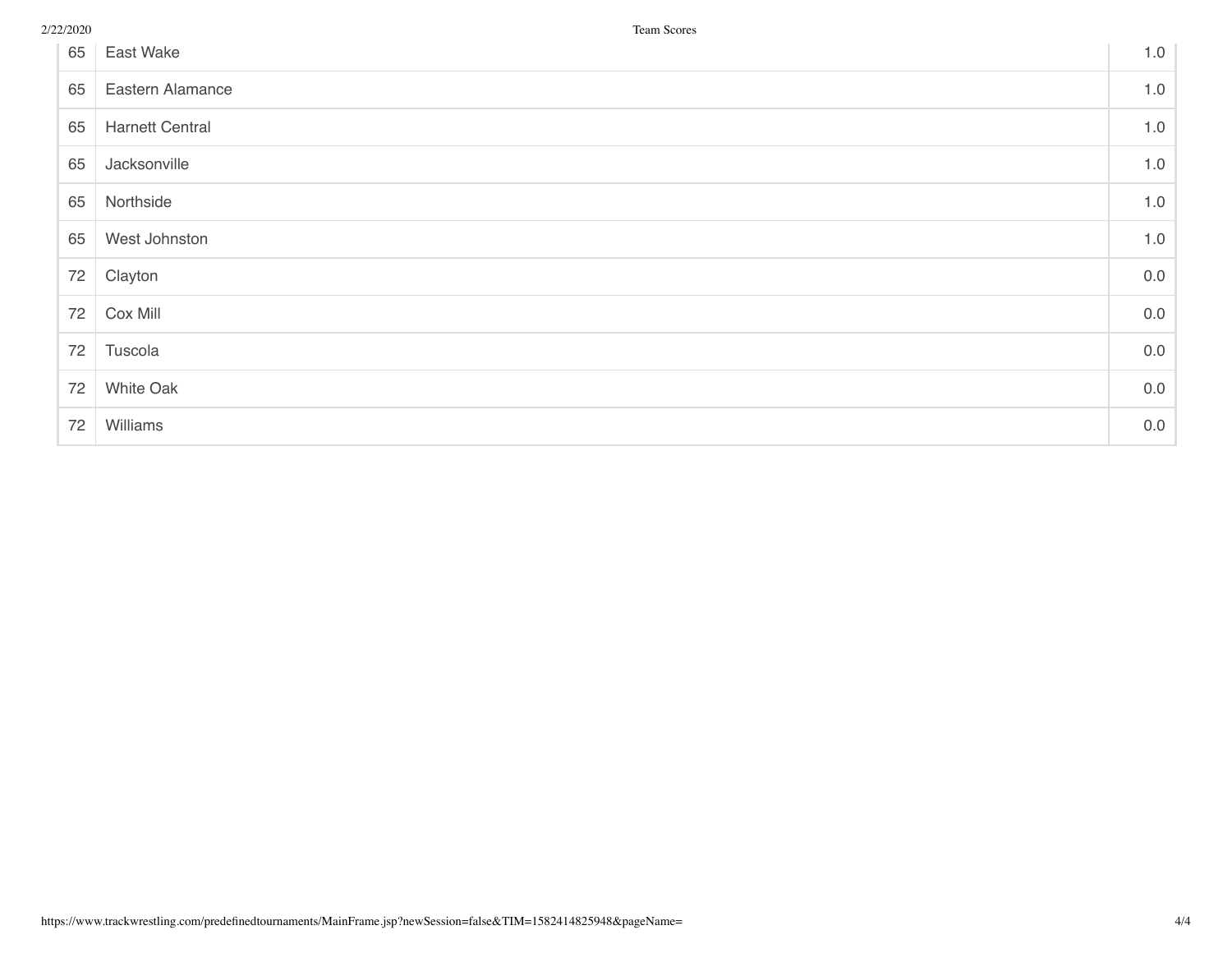| | | |
|---|---|---|
| 65 | East Wake | 1.0 |
| 65 | Eastern Alamance | 1.0 |
| 65 | Harnett Central | 1.0 |
| 65 | Jacksonville | 1.0 |
| 65 | Northside | 1.0 |
| 65 | West Johnston | 1.0 |
| 72 | Clayton | 0.0 |
| 72 | Cox Mill | 0.0 |
| 72 | Tuscola | 0.0 |
| 72 | White Oak | 0.0 |
| 72 | Williams | 0.0 |